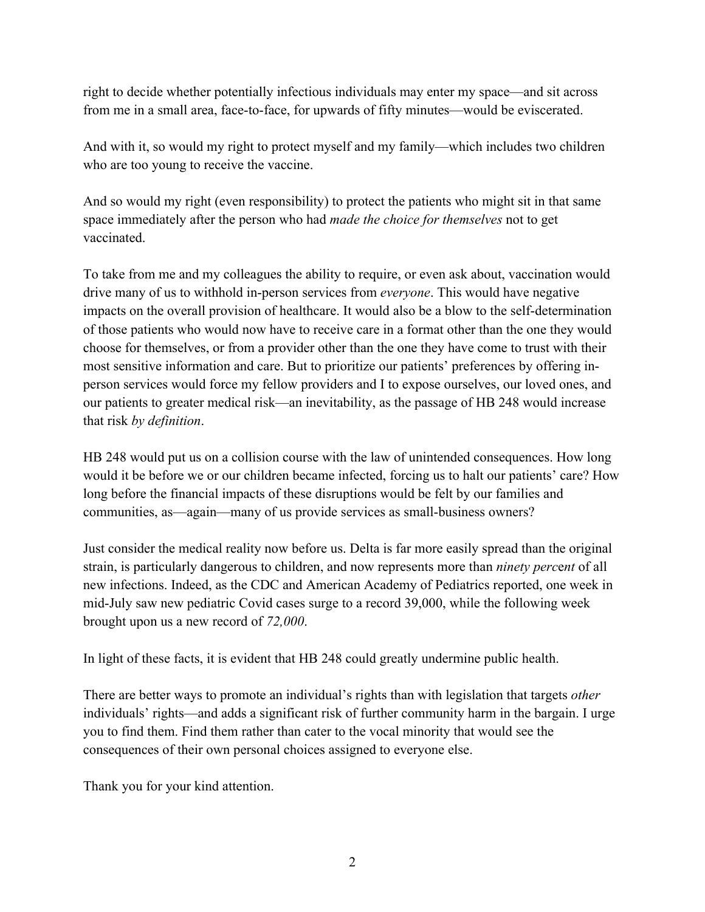right to decide whether potentially infectious individuals may enter my space—and sit across from me in a small area, face-to-face, for upwards of fifty minutes—would be eviscerated.

And with it, so would my right to protect myself and my family—which includes two children who are too young to receive the vaccine.

And so would my right (even responsibility) to protect the patients who might sit in that same space immediately after the person who had *made the choice for themselves* not to get vaccinated.

To take from me and my colleagues the ability to require, or even ask about, vaccination would drive many of us to withhold in-person services from *everyone*. This would have negative impacts on the overall provision of healthcare. It would also be a blow to the self-determination of those patients who would now have to receive care in a format other than the one they would choose for themselves, or from a provider other than the one they have come to trust with their most sensitive information and care. But to prioritize our patients' preferences by offering in-person services would force my fellow providers and I to expose ourselves, our loved ones, and our patients to greater medical risk—an inevitability, as the passage of HB 248 would increase that risk *by definition*.

HB 248 would put us on a collision course with the law of unintended consequences. How long would it be before we or our children became infected, forcing us to halt our patients' care? How long before the financial impacts of these disruptions would be felt by our families and communities, as—again—many of us provide services as small-business owners?

Just consider the medical reality now before us. Delta is far more easily spread than the original strain, is particularly dangerous to children, and now represents more than *ninety percent* of all new infections. Indeed, as the CDC and American Academy of Pediatrics reported, one week in mid-July saw new pediatric Covid cases surge to a record 39,000, while the following week brought upon us a new record of *72,000*.

In light of these facts, it is evident that HB 248 could greatly undermine public health.

There are better ways to promote an individual's rights than with legislation that targets *other* individuals' rights—and adds a significant risk of further community harm in the bargain. I urge you to find them. Find them rather than cater to the vocal minority that would see the consequences of their own personal choices assigned to everyone else.

Thank you for your kind attention.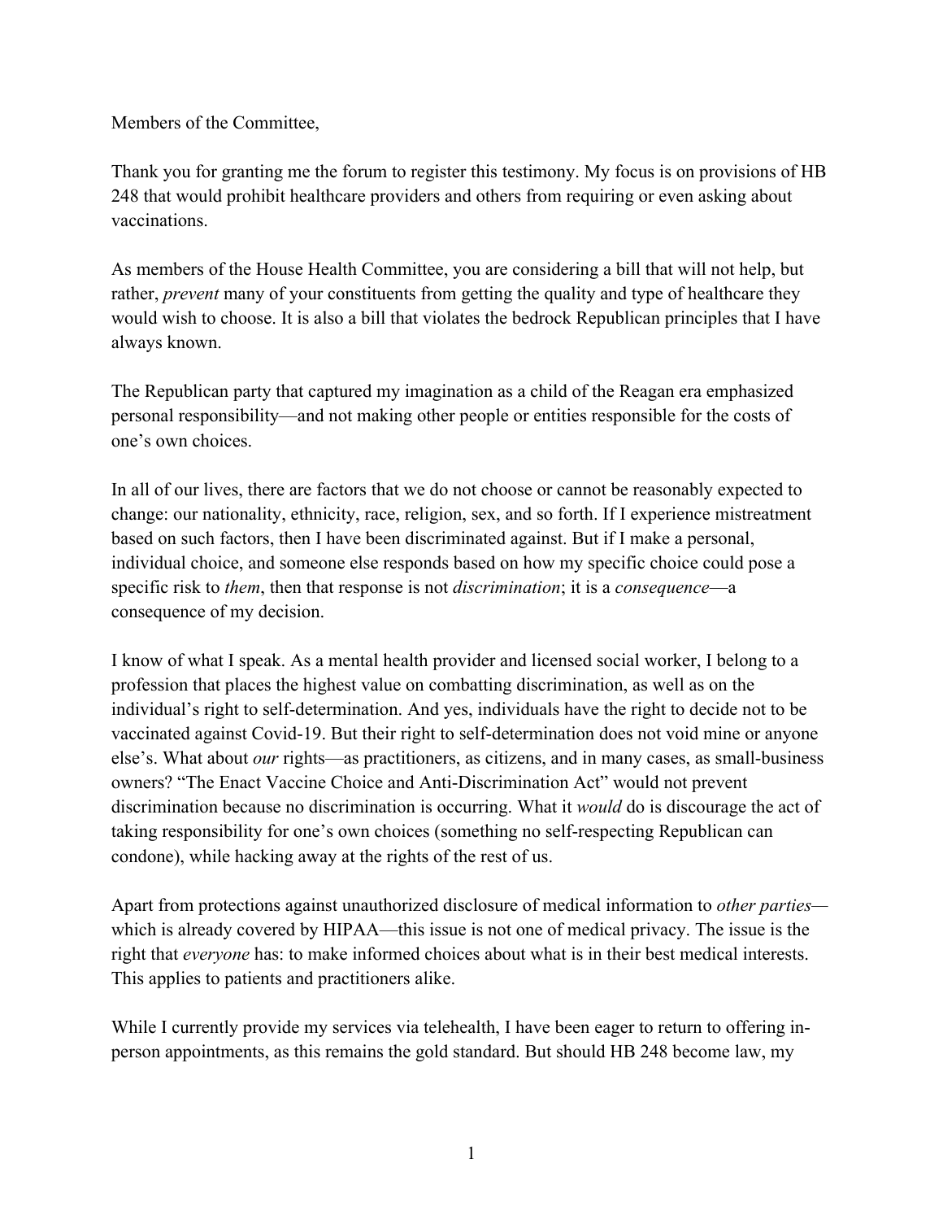Members of the Committee,

Thank you for granting me the forum to register this testimony. My focus is on provisions of HB 248 that would prohibit healthcare providers and others from requiring or even asking about vaccinations.

As members of the House Health Committee, you are considering a bill that will not help, but rather, *prevent* many of your constituents from getting the quality and type of healthcare they would wish to choose. It is also a bill that violates the bedrock Republican principles that I have always known.

The Republican party that captured my imagination as a child of the Reagan era emphasized personal responsibility—and not making other people or entities responsible for the costs of one's own choices.

In all of our lives, there are factors that we do not choose or cannot be reasonably expected to change: our nationality, ethnicity, race, religion, sex, and so forth. If I experience mistreatment based on such factors, then I have been discriminated against. But if I make a personal, individual choice, and someone else responds based on how my specific choice could pose a specific risk to *them*, then that response is not *discrimination*; it is a *consequence*—a consequence of my decision.

I know of what I speak. As a mental health provider and licensed social worker, I belong to a profession that places the highest value on combatting discrimination, as well as on the individual's right to self-determination. And yes, individuals have the right to decide not to be vaccinated against Covid-19. But their right to self-determination does not void mine or anyone else's. What about *our* rights—as practitioners, as citizens, and in many cases, as small-business owners? "The Enact Vaccine Choice and Anti-Discrimination Act" would not prevent discrimination because no discrimination is occurring. What it *would* do is discourage the act of taking responsibility for one's own choices (something no self-respecting Republican can condone), while hacking away at the rights of the rest of us.

Apart from protections against unauthorized disclosure of medical information to *other parties*—which is already covered by HIPAA—this issue is not one of medical privacy. The issue is the right that *everyone* has: to make informed choices about what is in their best medical interests. This applies to patients and practitioners alike.

While I currently provide my services via telehealth, I have been eager to return to offering in-person appointments, as this remains the gold standard. But should HB 248 become law, my